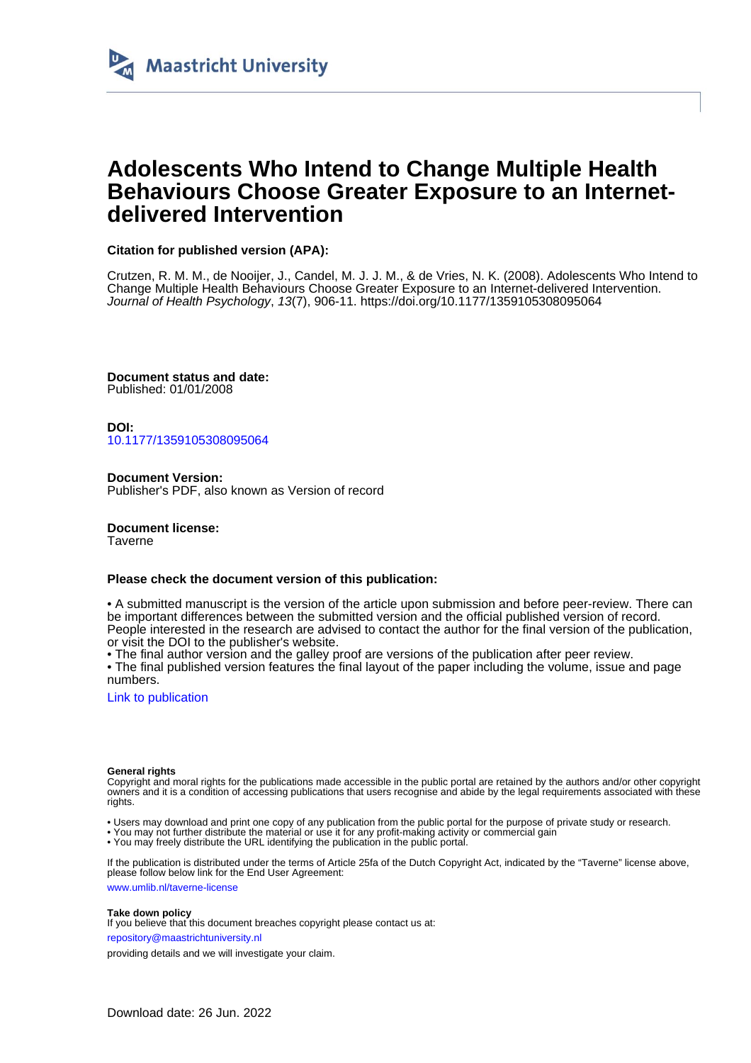Maastricht University

# Adolescents Who Intend to Change Multiple Health Behaviours Choose Greater Exposure to an Internet-delivered Intervention

**Citation for published version (APA):**

Crutzen, R. M. M., de Nooijer, J., Candel, M. J. J. M., & de Vries, N. K. (2008). Adolescents Who Intend to Change Multiple Health Behaviours Choose Greater Exposure to an Internet-delivered Intervention. *Journal of Health Psychology*, *13*(7), 906-11. https://doi.org/10.1177/1359105308095064

**Document status and date:**
Published: 01/01/2008

**DOI:**
10.1177/1359105308095064

**Document Version:**
Publisher's PDF, also known as Version of record

**Document license:**
Taverne

**Please check the document version of this publication:**

• A submitted manuscript is the version of the article upon submission and before peer-review. There can be important differences between the submitted version and the official published version of record. People interested in the research are advised to contact the author for the final version of the publication, or visit the DOI to the publisher's website.
• The final author version and the galley proof are versions of the publication after peer review.
• The final published version features the final layout of the paper including the volume, issue and page numbers.

Link to publication

**General rights**
Copyright and moral rights for the publications made accessible in the public portal are retained by the authors and/or other copyright owners and it is a condition of accessing publications that users recognise and abide by the legal requirements associated with these rights.

• Users may download and print one copy of any publication from the public portal for the purpose of private study or research.
• You may not further distribute the material or use it for any profit-making activity or commercial gain
• You may freely distribute the URL identifying the publication in the public portal.

If the publication is distributed under the terms of Article 25fa of the Dutch Copyright Act, indicated by the "Taverne" license above, please follow below link for the End User Agreement:

www.umlib.nl/taverne-license

**Take down policy**
If you believe that this document breaches copyright please contact us at:

repository@maastrichtuniversity.nl

providing details and we will investigate your claim.

Download date: 26 Jun. 2022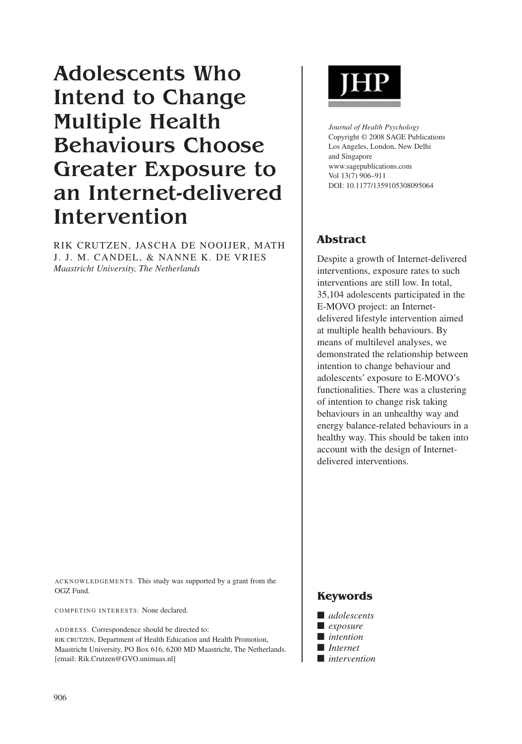# Adolescents Who Intend to Change Multiple Health Behaviours Choose Greater Exposure to an Internet-delivered Intervention

RIK CRUTZEN, JASCHA DE NOOIJER, MATH J. J. M. CANDEL, & NANNE K. DE VRIES

*Maastricht University, The Netherlands*

*Journal of Health Psychology*
Copyright © 2008 SAGE Publications
Los Angeles, London, New Delhi and Singapore
www.sagepublications.com
Vol 13(7) 906–911
DOI: 10.1177/1359105308095064

## Abstract

Despite a growth of Internet-delivered interventions, exposure rates to such interventions are still low. In total, 35,104 adolescents participated in the E-MOVO project: an Internet-delivered lifestyle intervention aimed at multiple health behaviours. By means of multilevel analyses, we demonstrated the relationship between intention to change behaviour and adolescents' exposure to E-MOVO's functionalities. There was a clustering of intention to change risk taking behaviours in an unhealthy way and energy balance-related behaviours in a healthy way. This should be taken into account with the design of Internet-delivered interventions.

## Keywords

- *adolescents*
- *exposure*
- *intention*
- *Internet*
- *intervention*

ACKNOWLEDGEMENTS. This study was supported by a grant from the OGZ Fund.

COMPETING INTERESTS: None declared.

ADDRESS. Correspondence should be directed to:
RIK CRUTZEN, Department of Health Education and Health Promotion, Maastricht University, PO Box 616, 6200 MD Maastricht, The Netherlands. [email: Rik.Crutzen@GVO.unimaas.nl]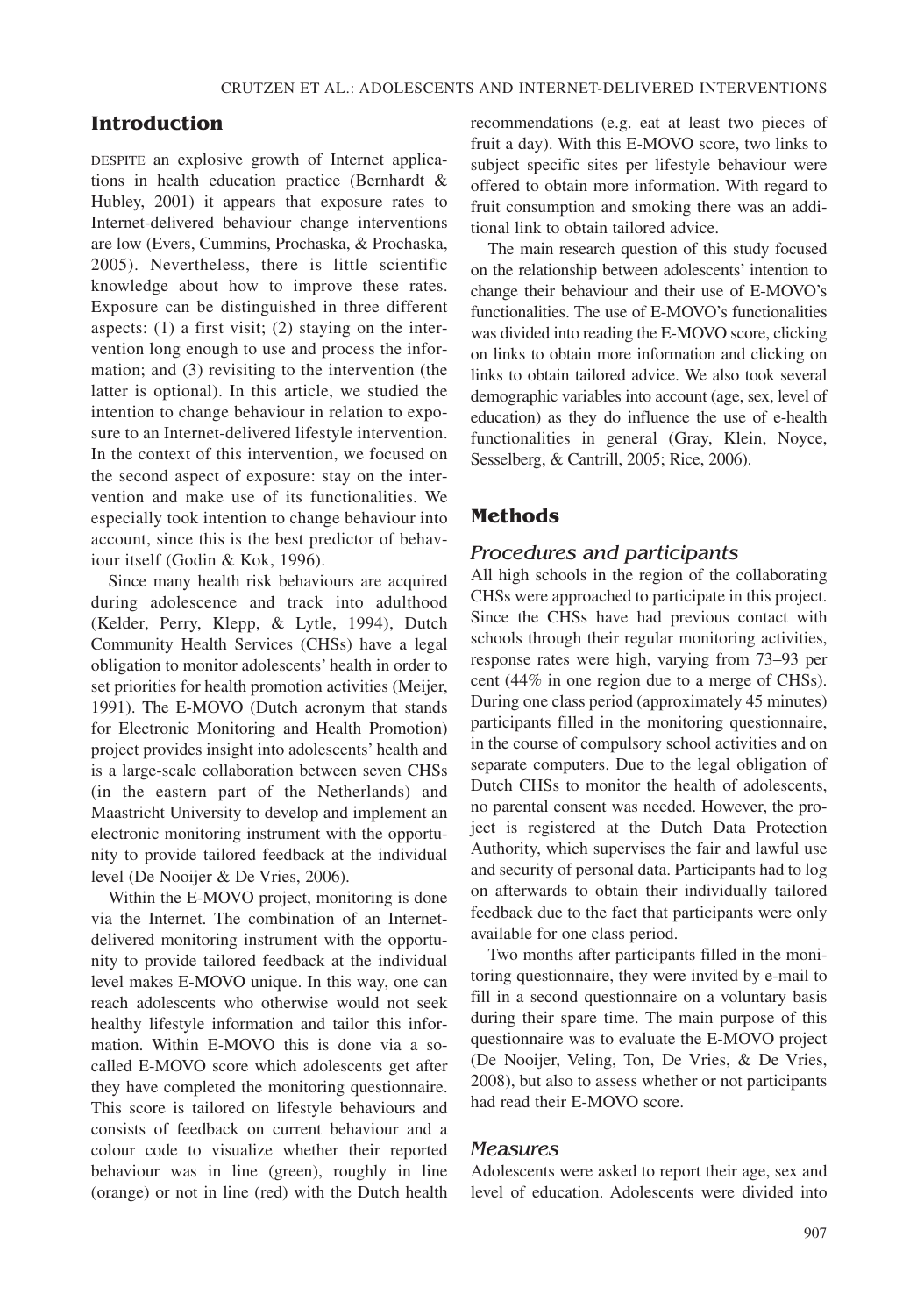## Introduction

DESPITE an explosive growth of Internet applications in health education practice (Bernhardt & Hubley, 2001) it appears that exposure rates to Internet-delivered behaviour change interventions are low (Evers, Cummins, Prochaska, & Prochaska, 2005). Nevertheless, there is little scientific knowledge about how to improve these rates. Exposure can be distinguished in three different aspects: (1) a first visit; (2) staying on the intervention long enough to use and process the information; and (3) revisiting to the intervention (the latter is optional). In this article, we studied the intention to change behaviour in relation to exposure to an Internet-delivered lifestyle intervention. In the context of this intervention, we focused on the second aspect of exposure: stay on the intervention and make use of its functionalities. We especially took intention to change behaviour into account, since this is the best predictor of behaviour itself (Godin & Kok, 1996).

Since many health risk behaviours are acquired during adolescence and track into adulthood (Kelder, Perry, Klepp, & Lytle, 1994), Dutch Community Health Services (CHSs) have a legal obligation to monitor adolescents' health in order to set priorities for health promotion activities (Meijer, 1991). The E-MOVO (Dutch acronym that stands for Electronic Monitoring and Health Promotion) project provides insight into adolescents' health and is a large-scale collaboration between seven CHSs (in the eastern part of the Netherlands) and Maastricht University to develop and implement an electronic monitoring instrument with the opportunity to provide tailored feedback at the individual level (De Nooijer & De Vries, 2006).

Within the E-MOVO project, monitoring is done via the Internet. The combination of an Internet-delivered monitoring instrument with the opportunity to provide tailored feedback at the individual level makes E-MOVO unique. In this way, one can reach adolescents who otherwise would not seek healthy lifestyle information and tailor this information. Within E-MOVO this is done via a so-called E-MOVO score which adolescents get after they have completed the monitoring questionnaire. This score is tailored on lifestyle behaviours and consists of feedback on current behaviour and a colour code to visualize whether their reported behaviour was in line (green), roughly in line (orange) or not in line (red) with the Dutch health recommendations (e.g. eat at least two pieces of fruit a day). With this E-MOVO score, two links to subject specific sites per lifestyle behaviour were offered to obtain more information. With regard to fruit consumption and smoking there was an additional link to obtain tailored advice.

The main research question of this study focused on the relationship between adolescents' intention to change their behaviour and their use of E-MOVO's functionalities. The use of E-MOVO's functionalities was divided into reading the E-MOVO score, clicking on links to obtain more information and clicking on links to obtain tailored advice. We also took several demographic variables into account (age, sex, level of education) as they do influence the use of e-health functionalities in general (Gray, Klein, Noyce, Sesselberg, & Cantrill, 2005; Rice, 2006).

## Methods

### Procedures and participants

All high schools in the region of the collaborating CHSs were approached to participate in this project. Since the CHSs have had previous contact with schools through their regular monitoring activities, response rates were high, varying from 73–93 per cent (44% in one region due to a merge of CHSs). During one class period (approximately 45 minutes) participants filled in the monitoring questionnaire, in the course of compulsory school activities and on separate computers. Due to the legal obligation of Dutch CHSs to monitor the health of adolescents, no parental consent was needed. However, the project is registered at the Dutch Data Protection Authority, which supervises the fair and lawful use and security of personal data. Participants had to log on afterwards to obtain their individually tailored feedback due to the fact that participants were only available for one class period.

Two months after participants filled in the monitoring questionnaire, they were invited by e-mail to fill in a second questionnaire on a voluntary basis during their spare time. The main purpose of this questionnaire was to evaluate the E-MOVO project (De Nooijer, Veling, Ton, De Vries, & De Vries, 2008), but also to assess whether or not participants had read their E-MOVO score.

### Measures

Adolescents were asked to report their age, sex and level of education. Adolescents were divided into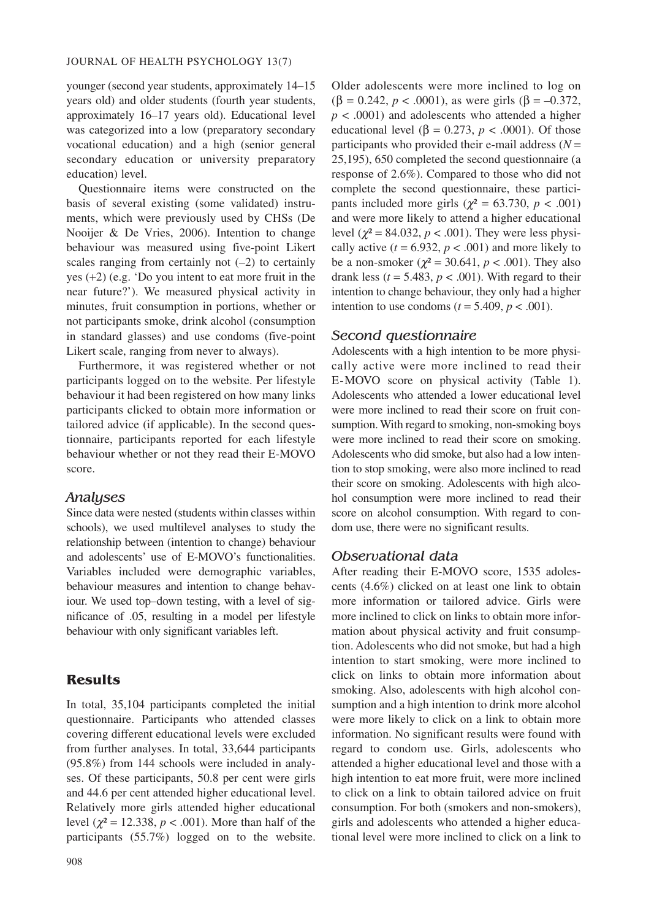younger (second year students, approximately 14–15 years old) and older students (fourth year students, approximately 16–17 years old). Educational level was categorized into a low (preparatory secondary vocational education) and a high (senior general secondary education or university preparatory education) level.

Questionnaire items were constructed on the basis of several existing (some validated) instruments, which were previously used by CHSs (De Nooijer & De Vries, 2006). Intention to change behaviour was measured using five-point Likert scales ranging from certainly not (–2) to certainly yes (+2) (e.g. 'Do you intent to eat more fruit in the near future?'). We measured physical activity in minutes, fruit consumption in portions, whether or not participants smoke, drink alcohol (consumption in standard glasses) and use condoms (five-point Likert scale, ranging from never to always).

Furthermore, it was registered whether or not participants logged on to the website. Per lifestyle behaviour it had been registered on how many links participants clicked to obtain more information or tailored advice (if applicable). In the second questionnaire, participants reported for each lifestyle behaviour whether or not they read their E-MOVO score.

### Analyses

Since data were nested (students within classes within schools), we used multilevel analyses to study the relationship between (intention to change) behaviour and adolescents' use of E-MOVO's functionalities. Variables included were demographic variables, behaviour measures and intention to change behaviour. We used top–down testing, with a level of significance of .05, resulting in a model per lifestyle behaviour with only significant variables left.

## Results

In total, 35,104 participants completed the initial questionnaire. Participants who attended classes covering different educational levels were excluded from further analyses. In total, 33,644 participants (95.8%) from 144 schools were included in analyses. Of these participants, 50.8 per cent were girls and 44.6 per cent attended higher educational level. Relatively more girls attended higher educational level ($\chi^2 = 12.338$, $p < .001$). More than half of the participants (55.7%) logged on to the website. Older adolescents were more inclined to log on ($\beta = 0.242$, $p < .0001$), as were girls ($\beta = -0.372$, $p < .0001$) and adolescents who attended a higher educational level ($\beta = 0.273$, $p < .0001$). Of those participants who provided their e-mail address ($N = 25,195$), 650 completed the second questionnaire (a response of 2.6%). Compared to those who did not complete the second questionnaire, these participants included more girls ($\chi^2 = 63.730$, $p < .001$) and were more likely to attend a higher educational level ($\chi^2 = 84.032$, $p < .001$). They were less physically active ($t = 6.932$, $p < .001$) and more likely to be a non-smoker ($\chi^2 = 30.641$, $p < .001$). They also drank less ($t = 5.483$, $p < .001$). With regard to their intention to change behaviour, they only had a higher intention to use condoms ($t = 5.409$, $p < .001$).

### Second questionnaire

Adolescents with a high intention to be more physically active were more inclined to read their E-MOVO score on physical activity (Table 1). Adolescents who attended a lower educational level were more inclined to read their score on fruit consumption. With regard to smoking, non-smoking boys were more inclined to read their score on smoking. Adolescents who did smoke, but also had a low intention to stop smoking, were also more inclined to read their score on smoking. Adolescents with high alcohol consumption were more inclined to read their score on alcohol consumption. With regard to condom use, there were no significant results.

### Observational data

After reading their E-MOVO score, 1535 adolescents (4.6%) clicked on at least one link to obtain more information or tailored advice. Girls were more inclined to click on links to obtain more information about physical activity and fruit consumption. Adolescents who did not smoke, but had a high intention to start smoking, were more inclined to click on links to obtain more information about smoking. Also, adolescents with high alcohol consumption and a high intention to drink more alcohol were more likely to click on a link to obtain more information. No significant results were found with regard to condom use. Girls, adolescents who attended a higher educational level and those with a high intention to eat more fruit, were more inclined to click on a link to obtain tailored advice on fruit consumption. For both (smokers and non-smokers), girls and adolescents who attended a higher educational level were more inclined to click on a link to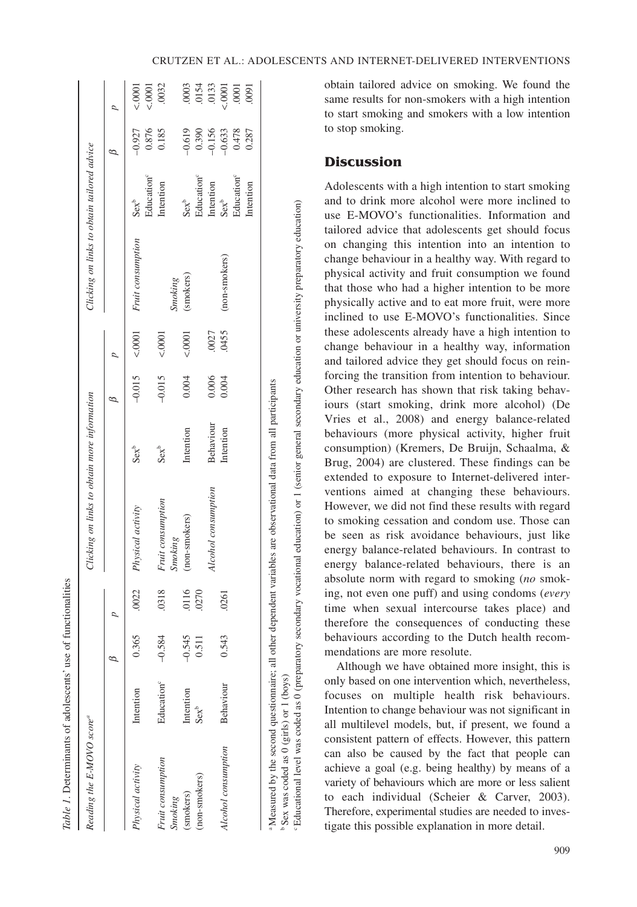*Table 1.* Determinants of adolescents' use of functionalities

| Reading the E-MOVO score[a] | | β | p | Clicking on links to obtain more information | | β | p | Clicking on links to obtain tailored advice | | β | p |
|---|---|---|---|---|---|---|---|---|---|---|---|
| *Physical activity* | Intention | 0.365 | .0022 | *Physical activity* | Sex[b] | −0.015 | <.0001 | *Fruit consumption* | Sex[b] | −0.927 | <.0001 |
| | | | | | | | | | Education[c] | 0.876 | <.0001 |
| *Fruit consumption* | Education[c] | −0.584 | .0318 | *Fruit consumption* | Sex[b] | −0.015 | <.0001 | | Intention | 0.185 | .0032 |
| *Smoking* | | | | *Smoking* | | | | *Smoking* | | | |
| (smokers) | Intention | −0.545 | .0116 | (non-smokers) | Intention | 0.004 | <.0001 | (smokers) | Sex[b] | −0.619 | .0003 |
| (non-smokers) | Sex[b] | 0.511 | .0270 | | | | | | Education[c] | 0.390 | .0154 |
| *Alcohol consumption* | Behaviour | 0.543 | .0261 | *Alcohol consumption* | Behaviour | 0.006 | .0027 | | Intention | −0.156 | .0133 |
| | | | | | Intention | 0.004 | .0455 | (non-smokers) | Sex[b] | −0.633 | <.0001 |
| | | | | | | | | | Education[c] | 0.478 | .0001 |
| | | | | | | | | | Intention | 0.287 | .0091 |

[a] Measured by the second questionnaire; all other dependent variables are observational data from all participants
[b] Sex was coded as 0 (girls) or 1 (boys)
[c] Educational level was coded as 0 (preparatory secondary vocational education) or 1 (senior general secondary education or university preparatory education)

obtain tailored advice on smoking. We found the same results for non-smokers with a high intention to start smoking and smokers with a low intention to stop smoking.

## Discussion

Adolescents with a high intention to start smoking and to drink more alcohol were more inclined to use E-MOVO's functionalities. Information and tailored advice that adolescents get should focus on changing this intention into an intention to change behaviour in a healthy way. With regard to physical activity and fruit consumption we found that those who had a higher intention to be more physically active and to eat more fruit, were more inclined to use E-MOVO's functionalities. Since these adolescents already have a high intention to change behaviour in a healthy way, information and tailored advice they get should focus on reinforcing the transition from intention to behaviour. Other research has shown that risk taking behaviours (start smoking, drink more alcohol) (De Vries et al., 2008) and energy balance-related behaviours (more physical activity, higher fruit consumption) (Kremers, De Bruijn, Schaalma, & Brug, 2004) are clustered. These findings can be extended to exposure to Internet-delivered interventions aimed at changing these behaviours. However, we did not find these results with regard to smoking cessation and condom use. Those can be seen as risk avoidance behaviours, just like energy balance-related behaviours. In contrast to energy balance-related behaviours, there is an absolute norm with regard to smoking (*no* smoking, not even one puff) and using condoms (*every* time when sexual intercourse takes place) and therefore the consequences of conducting these behaviours according to the Dutch health recommendations are more resolute.

Although we have obtained more insight, this is only based on one intervention which, nevertheless, focuses on multiple health risk behaviours. Intention to change behaviour was not significant in all multilevel models, but, if present, we found a consistent pattern of effects. However, this pattern can also be caused by the fact that people can achieve a goal (e.g. being healthy) by means of a variety of behaviours which are more or less salient to each individual (Scheier & Carver, 2003). Therefore, experimental studies are needed to investigate this possible explanation in more detail.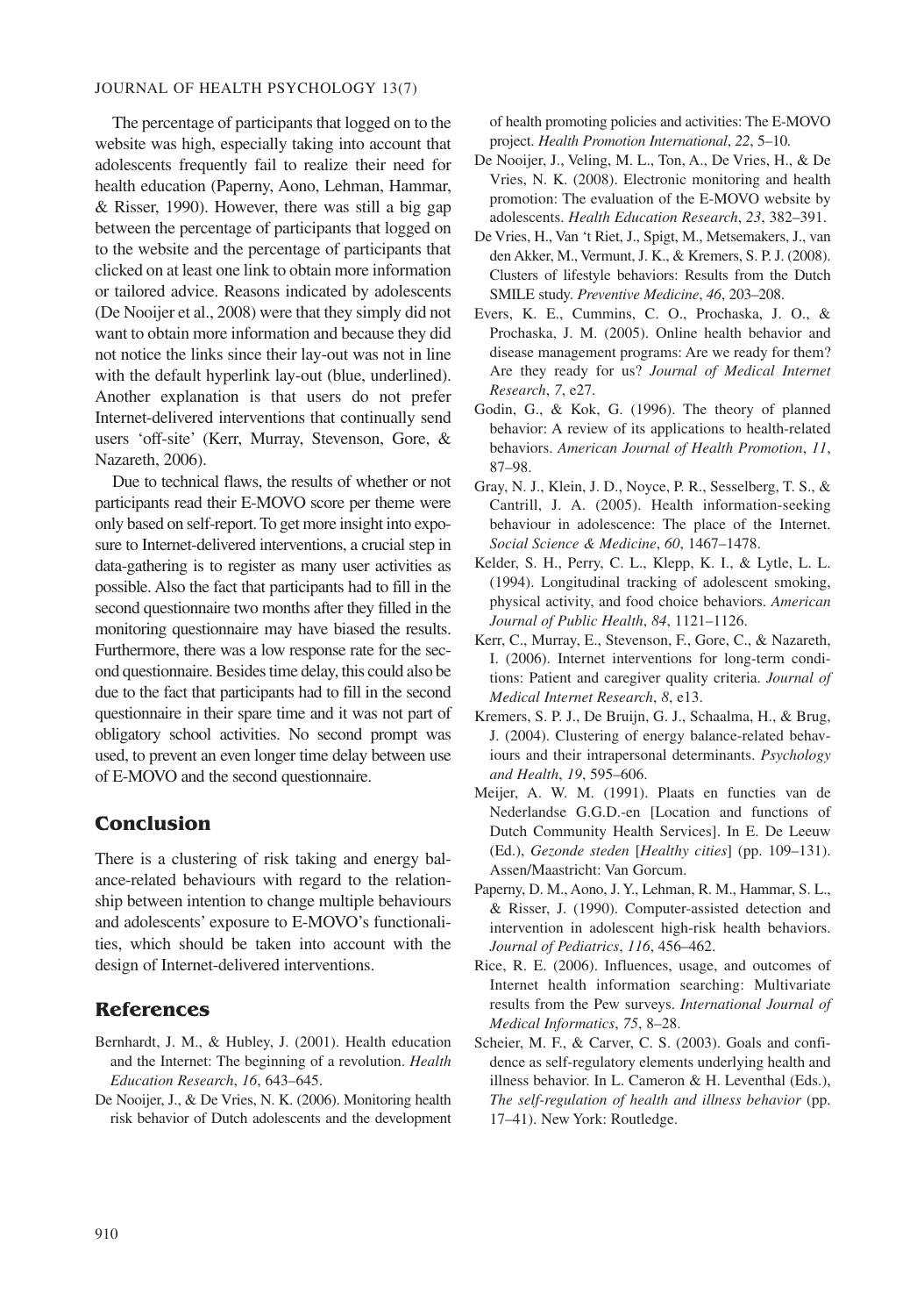The percentage of participants that logged on to the website was high, especially taking into account that adolescents frequently fail to realize their need for health education (Paperny, Aono, Lehman, Hammar, & Risser, 1990). However, there was still a big gap between the percentage of participants that logged on to the website and the percentage of participants that clicked on at least one link to obtain more information or tailored advice. Reasons indicated by adolescents (De Nooijer et al., 2008) were that they simply did not want to obtain more information and because they did not notice the links since their lay-out was not in line with the default hyperlink lay-out (blue, underlined). Another explanation is that users do not prefer Internet-delivered interventions that continually send users 'off-site' (Kerr, Murray, Stevenson, Gore, & Nazareth, 2006).

Due to technical flaws, the results of whether or not participants read their E-MOVO score per theme were only based on self-report. To get more insight into exposure to Internet-delivered interventions, a crucial step in data-gathering is to register as many user activities as possible. Also the fact that participants had to fill in the second questionnaire two months after they filled in the monitoring questionnaire may have biased the results. Furthermore, there was a low response rate for the second questionnaire. Besides time delay, this could also be due to the fact that participants had to fill in the second questionnaire in their spare time and it was not part of obligatory school activities. No second prompt was used, to prevent an even longer time delay between use of E-MOVO and the second questionnaire.

## Conclusion

There is a clustering of risk taking and energy balance-related behaviours with regard to the relationship between intention to change multiple behaviours and adolescents' exposure to E-MOVO's functionalities, which should be taken into account with the design of Internet-delivered interventions.

## References

Bernhardt, J. M., & Hubley, J. (2001). Health education and the Internet: The beginning of a revolution. *Health Education Research*, *16*, 643–645.

De Nooijer, J., & De Vries, N. K. (2006). Monitoring health risk behavior of Dutch adolescents and the development of health promoting policies and activities: The E-MOVO project. *Health Promotion International*, *22*, 5–10.

De Nooijer, J., Veling, M. L., Ton, A., De Vries, H., & De Vries, N. K. (2008). Electronic monitoring and health promotion: The evaluation of the E-MOVO website by adolescents. *Health Education Research*, *23*, 382–391.

De Vries, H., Van 't Riet, J., Spigt, M., Metsemakers, J., van den Akker, M., Vermunt, J. K., & Kremers, S. P. J. (2008). Clusters of lifestyle behaviors: Results from the Dutch SMILE study. *Preventive Medicine*, *46*, 203–208.

Evers, K. E., Cummins, C. O., Prochaska, J. O., & Prochaska, J. M. (2005). Online health behavior and disease management programs: Are we ready for them? Are they ready for us? *Journal of Medical Internet Research*, *7*, e27.

Godin, G., & Kok, G. (1996). The theory of planned behavior: A review of its applications to health-related behaviors. *American Journal of Health Promotion*, *11*, 87–98.

Gray, N. J., Klein, J. D., Noyce, P. R., Sesselberg, T. S., & Cantrill, J. A. (2005). Health information-seeking behaviour in adolescence: The place of the Internet. *Social Science & Medicine*, *60*, 1467–1478.

Kelder, S. H., Perry, C. L., Klepp, K. I., & Lytle, L. L. (1994). Longitudinal tracking of adolescent smoking, physical activity, and food choice behaviors. *American Journal of Public Health*, *84*, 1121–1126.

Kerr, C., Murray, E., Stevenson, F., Gore, C., & Nazareth, I. (2006). Internet interventions for long-term conditions: Patient and caregiver quality criteria. *Journal of Medical Internet Research*, *8*, e13.

Kremers, S. P. J., De Bruijn, G. J., Schaalma, H., & Brug, J. (2004). Clustering of energy balance-related behaviours and their intrapersonal determinants. *Psychology and Health*, *19*, 595–606.

Meijer, A. W. M. (1991). Plaats en functies van de Nederlandse G.G.D.-en [Location and functions of Dutch Community Health Services]. In E. De Leeuw (Ed.), *Gezonde steden* [*Healthy cities*] (pp. 109–131). Assen/Maastricht: Van Gorcum.

Paperny, D. M., Aono, J. Y., Lehman, R. M., Hammar, S. L., & Risser, J. (1990). Computer-assisted detection and intervention in adolescent high-risk health behaviors. *Journal of Pediatrics*, *116*, 456–462.

Rice, R. E. (2006). Influences, usage, and outcomes of Internet health information searching: Multivariate results from the Pew surveys. *International Journal of Medical Informatics*, *75*, 8–28.

Scheier, M. F., & Carver, C. S. (2003). Goals and confidence as self-regulatory elements underlying health and illness behavior. In L. Cameron & H. Leventhal (Eds.), *The self-regulation of health and illness behavior* (pp. 17–41). New York: Routledge.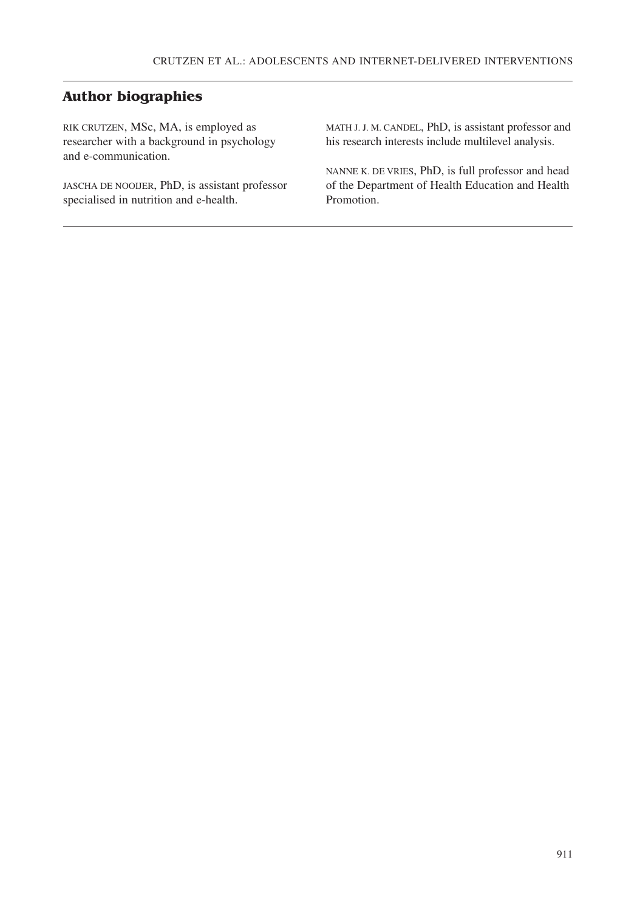## Author biographies

RIK CRUTZEN, MSc, MA, is employed as researcher with a background in psychology and e-communication.

JASCHA DE NOOIJER, PhD, is assistant professor specialised in nutrition and e-health.

MATH J. J. M. CANDEL, PhD, is assistant professor and his research interests include multilevel analysis.

NANNE K. DE VRIES, PhD, is full professor and head of the Department of Health Education and Health Promotion.